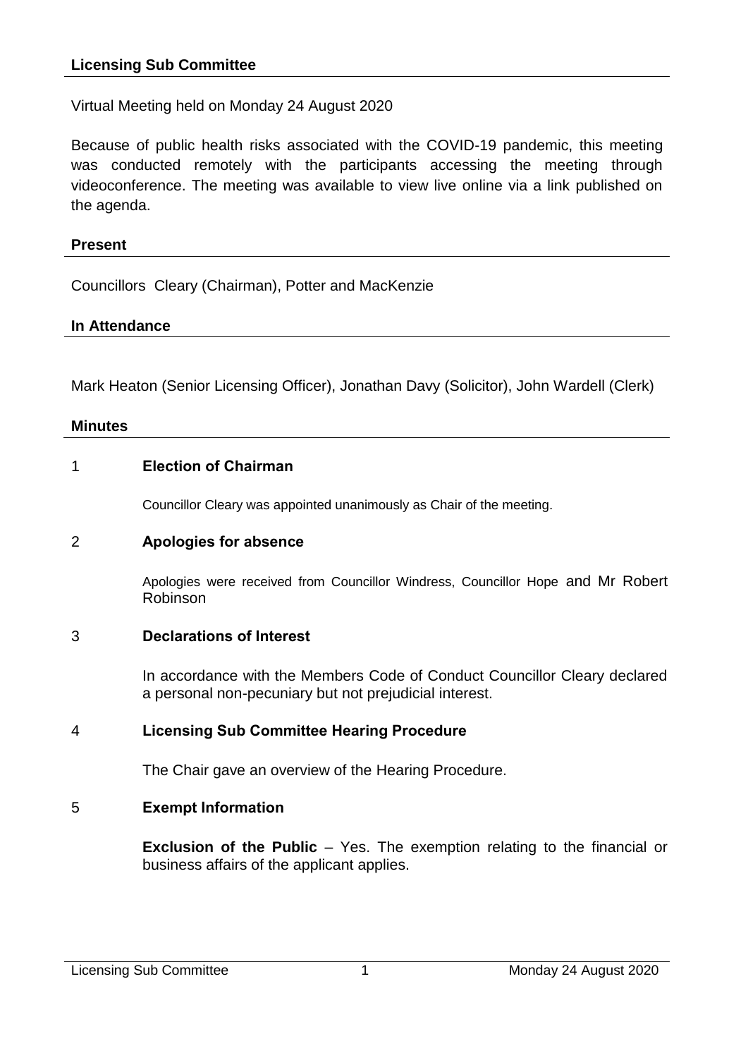## Licensing Sub Committee

Virtual Meeting held on Monday 24 August 2020

Because of public health risks associated with the COVID-19 pandemic, this meeting was conducted remotely with the participants accessing the meeting through videoconference. The meeting was available to view live online via a link published on the agenda.

### Present

Councillors Cleary (Chairman), Potter and MacKenzie

### In Attendance

Mark Heaton (Senior Licensing Officer), Jonathan Davy (Solicitor), John Wardell (Clerk)

### Minutes

1 **Election of Chairman**

Councillor Cleary was appointed unanimously as Chair of the meeting.

2 **Apologies for absence**

Apologies were received from Councillor Windress, Councillor Hope and Mr Robert Robinson

3 **Declarations of Interest**

In accordance with the Members Code of Conduct Councillor Cleary declared a personal non-pecuniary but not prejudicial interest.

4 **Licensing Sub Committee Hearing Procedure**

The Chair gave an overview of the Hearing Procedure.

5 **Exempt Information**

**Exclusion of the Public** – Yes. The exemption relating to the financial or business affairs of the applicant applies.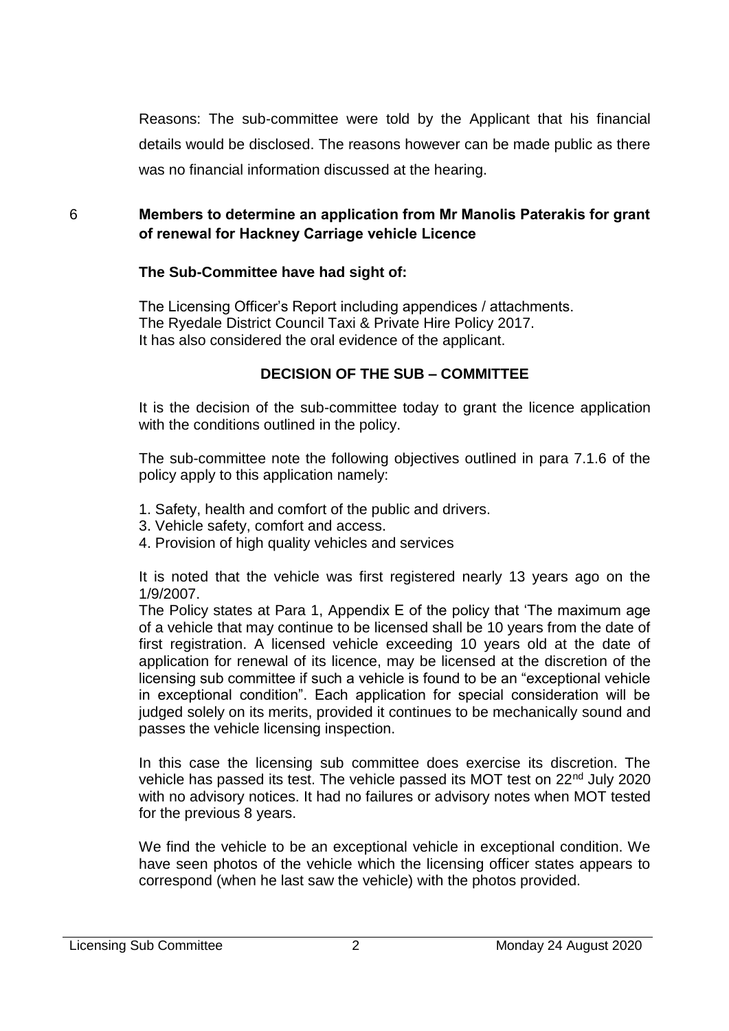Reasons: The sub-committee were told by the Applicant that his financial details would be disclosed. The reasons however can be made public as there was no financial information discussed at the hearing.

6 **Members to determine an application from Mr Manolis Paterakis for grant of renewal for Hackney Carriage vehicle Licence**

**The Sub-Committee have had sight of:**

The Licensing Officer's Report including appendices / attachments.
The Ryedale District Council Taxi & Private Hire Policy 2017.
It has also considered the oral evidence of the applicant.

**DECISION OF THE SUB – COMMITTEE**

It is the decision of the sub-committee today to grant the licence application with the conditions outlined in the policy.

The sub-committee note the following objectives outlined in para 7.1.6 of the policy apply to this application namely:

1. Safety, health and comfort of the public and drivers.
3. Vehicle safety, comfort and access.
4. Provision of high quality vehicles and services

It is noted that the vehicle was first registered nearly 13 years ago on the 1/9/2007.
The Policy states at Para 1, Appendix E of the policy that 'The maximum age of a vehicle that may continue to be licensed shall be 10 years from the date of first registration. A licensed vehicle exceeding 10 years old at the date of application for renewal of its licence, may be licensed at the discretion of the licensing sub committee if such a vehicle is found to be an "exceptional vehicle in exceptional condition". Each application for special consideration will be judged solely on its merits, provided it continues to be mechanically sound and passes the vehicle licensing inspection.

In this case the licensing sub committee does exercise its discretion. The vehicle has passed its test. The vehicle passed its MOT test on 22nd July 2020 with no advisory notices. It had no failures or advisory notes when MOT tested for the previous 8 years.

We find the vehicle to be an exceptional vehicle in exceptional condition. We have seen photos of the vehicle which the licensing officer states appears to correspond (when he last saw the vehicle) with the photos provided.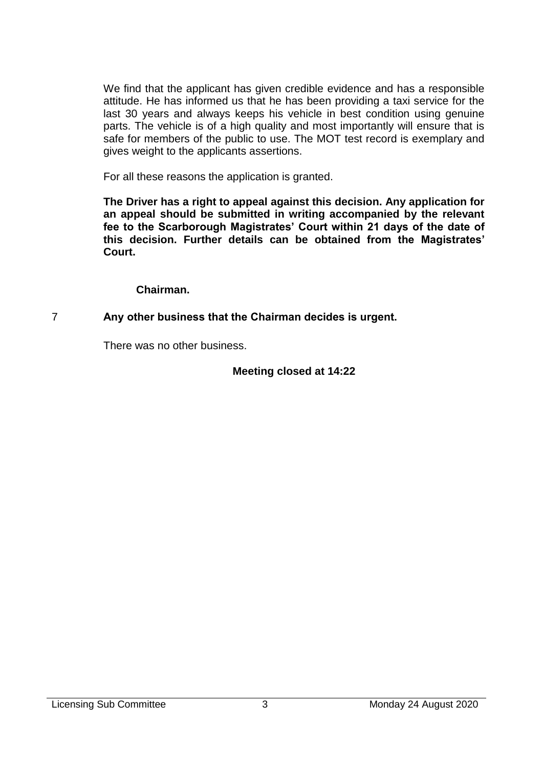We find that the applicant has given credible evidence and has a responsible attitude. He has informed us that he has been providing a taxi service for the last 30 years and always keeps his vehicle in best condition using genuine parts. The vehicle is of a high quality and most importantly will ensure that is safe for members of the public to use. The MOT test record is exemplary and gives weight to the applicants assertions.

For all these reasons the application is granted.

**The Driver has a right to appeal against this decision. Any application for an appeal should be submitted in writing accompanied by the relevant fee to the Scarborough Magistrates' Court within 21 days of the date of this decision. Further details can be obtained from the Magistrates' Court.**

**Chairman.**

## 7 Any other business that the Chairman decides is urgent.

There was no other business.

**Meeting closed at 14:22**